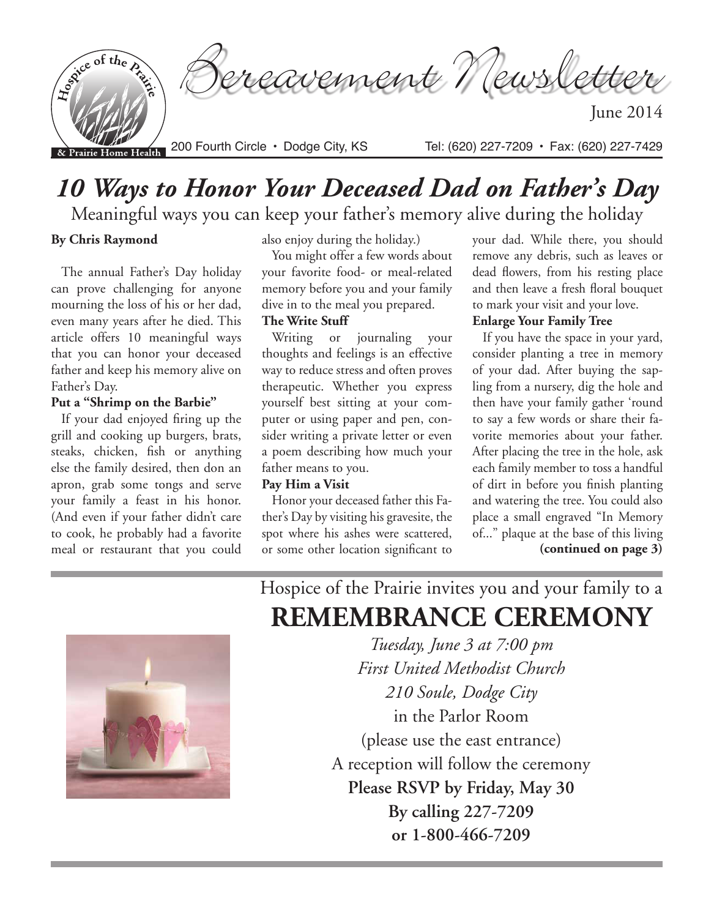# Bereavement Newsletter

June 2014

200 Fourth Circle • Dodge City, KS    Tel: (620) 227-7209 • Fax: (620) 227-7429

## *10 Ways to Honor Your Deceased Dad on Father's Day*

Meaningful ways you can keep your father's memory alive during the holiday

**By Chris Raymond**

The annual Father's Day holiday can prove challenging for anyone mourning the loss of his or her dad, even many years after he died. This article offers 10 meaningful ways that you can honor your deceased father and keep his memory alive on Father's Day.

**Put a "Shrimp on the Barbie"**

If your dad enjoyed firing up the grill and cooking up burgers, brats, steaks, chicken, fish or anything else the family desired, then don an apron, grab some tongs and serve your family a feast in his honor. (And even if your father didn't care to cook, he probably had a favorite meal or restaurant that you could also enjoy during the holiday.)

You might offer a few words about your favorite food- or meal-related memory before you and your family dive in to the meal you prepared.

**The Write Stuff**

Writing or journaling your thoughts and feelings is an effective way to reduce stress and often proves therapeutic. Whether you express yourself best sitting at your computer or using paper and pen, consider writing a private letter or even a poem describing how much your father means to you.

**Pay Him a Visit**

Honor your deceased father this Father's Day by visiting his gravesite, the spot where his ashes were scattered, or some other location significant to your dad. While there, you should remove any debris, such as leaves or dead flowers, from his resting place and then leave a fresh floral bouquet to mark your visit and your love.

**Enlarge Your Family Tree**

If you have the space in your yard, consider planting a tree in memory of your dad. After buying the sapling from a nursery, dig the hole and then have your family gather 'round to say a few words or share their favorite memories about your father. After placing the tree in the hole, ask each family member to toss a handful of dirt in before you finish planting and watering the tree. You could also place a small engraved "In Memory of..." plaque at the base of this living

**(continued on page 3)**

---

Hospice of the Prairie invites you and your family to a

## REMEMBRANCE CEREMONY

*Tuesday, June 3 at 7:00 pm*
*First United Methodist Church*
*210 Soule, Dodge City*
in the Parlor Room
(please use the east entrance)
A reception will follow the ceremony
**Please RSVP by Friday, May 30**
**By calling 227-7209**
**or 1-800-466-7209**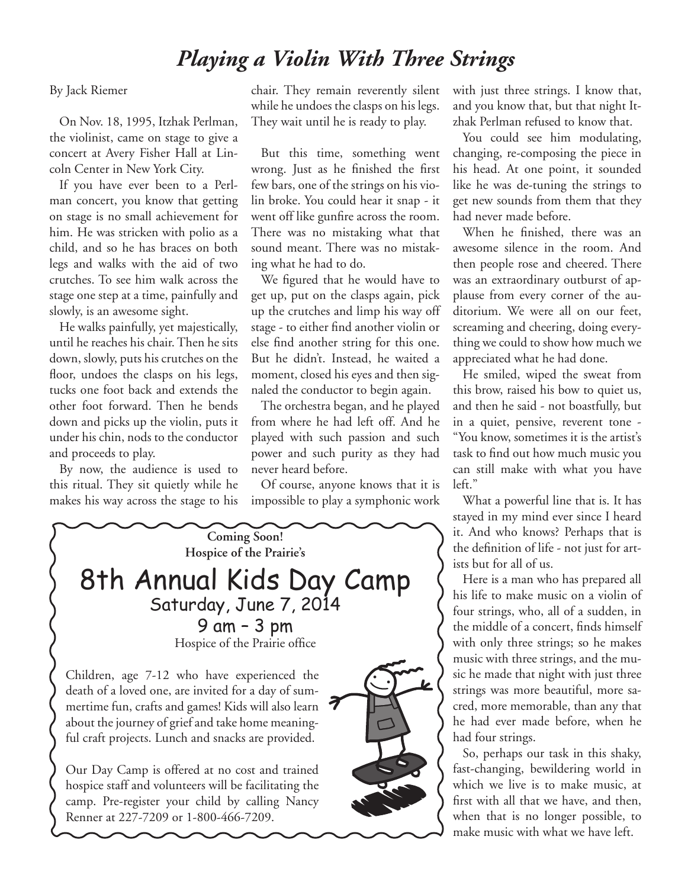# *Playing a Violin With Three Strings*

By Jack Riemer

On Nov. 18, 1995, Itzhak Perlman, the violinist, came on stage to give a concert at Avery Fisher Hall at Lincoln Center in New York City.

If you have ever been to a Perlman concert, you know that getting on stage is no small achievement for him. He was stricken with polio as a child, and so he has braces on both legs and walks with the aid of two crutches. To see him walk across the stage one step at a time, painfully and slowly, is an awesome sight.

He walks painfully, yet majestically, until he reaches his chair. Then he sits down, slowly, puts his crutches on the floor, undoes the clasps on his legs, tucks one foot back and extends the other foot forward. Then he bends down and picks up the violin, puts it under his chin, nods to the conductor and proceeds to play.

By now, the audience is used to this ritual. They sit quietly while he makes his way across the stage to his chair. They remain reverently silent while he undoes the clasps on his legs. They wait until he is ready to play.

But this time, something went wrong. Just as he finished the first few bars, one of the strings on his violin broke. You could hear it snap - it went off like gunfire across the room. There was no mistaking what that sound meant. There was no mistaking what he had to do.

We figured that he would have to get up, put on the clasps again, pick up the crutches and limp his way off stage - to either find another violin or else find another string for this one. But he didn't. Instead, he waited a moment, closed his eyes and then signaled the conductor to begin again.

The orchestra began, and he played from where he had left off. And he played with such passion and such power and such purity as they had never heard before.

Of course, anyone knows that it is impossible to play a symphonic work with just three strings. I know that, and you know that, but that night Itzhak Perlman refused to know that.

You could see him modulating, changing, re-composing the piece in his head. At one point, it sounded like he was de-tuning the strings to get new sounds from them that they had never made before.

When he finished, there was an awesome silence in the room. And then people rose and cheered. There was an extraordinary outburst of applause from every corner of the auditorium. We were all on our feet, screaming and cheering, doing everything we could to show how much we appreciated what he had done.

He smiled, wiped the sweat from this brow, raised his bow to quiet us, and then he said - not boastfully, but in a quiet, pensive, reverent tone - "You know, sometimes it is the artist's task to find out how much music you can still make with what you have left."

What a powerful line that is. It has stayed in my mind ever since I heard it. And who knows? Perhaps that is the definition of life - not just for artists but for all of us.

Here is a man who has prepared all his life to make music on a violin of four strings, who, all of a sudden, in the middle of a concert, finds himself with only three strings; so he makes music with three strings, and the music he made that night with just three strings was more beautiful, more sacred, more memorable, than any that he had ever made before, when he had four strings.

So, perhaps our task in this shaky, fast-changing, bewildering world in which we live is to make music, at first with all that we have, and then, when that is no longer possible, to make music with what we have left.

---

**Coming Soon!**
**Hospice of the Prairie's**

## 8th Annual Kids Day Camp

Saturday, June 7, 2014
9 am – 3 pm
Hospice of the Prairie office

Children, age 7-12 who have experienced the death of a loved one, are invited for a day of summertime fun, crafts and games! Kids will also learn about the journey of grief and take home meaningful craft projects. Lunch and snacks are provided.

Our Day Camp is offered at no cost and trained hospice staff and volunteers will be facilitating the camp. Pre-register your child by calling Nancy Renner at 227-7209 or 1-800-466-7209.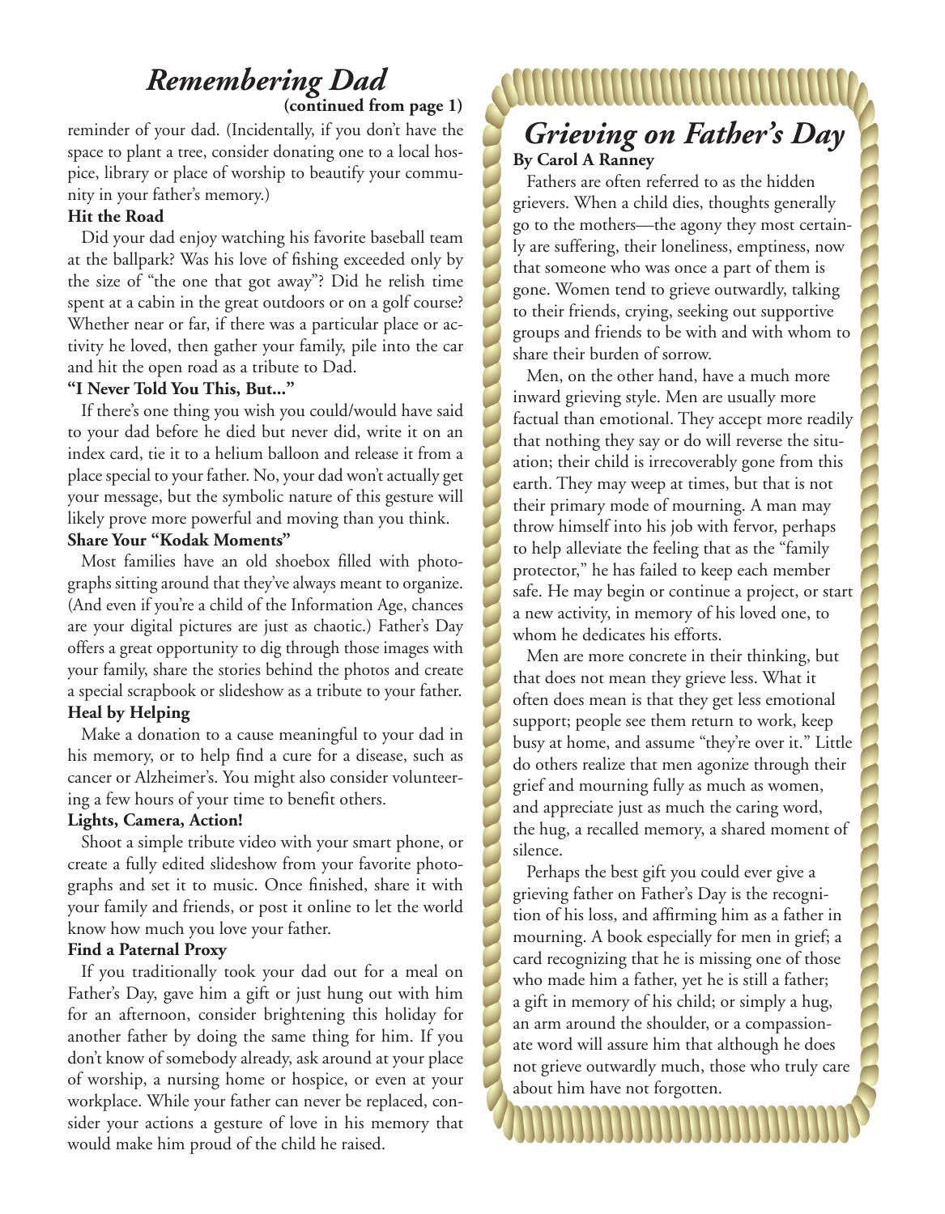# *Remembering Dad*

**(continued from page 1)**

reminder of your dad. (Incidentally, if you don't have the space to plant a tree, consider donating one to a local hospice, library or place of worship to beautify your community in your father's memory.)

**Hit the Road**

Did your dad enjoy watching his favorite baseball team at the ballpark? Was his love of fishing exceeded only by the size of "the one that got away"? Did he relish time spent at a cabin in the great outdoors or on a golf course? Whether near or far, if there was a particular place or activity he loved, then gather your family, pile into the car and hit the open road as a tribute to Dad.

**"I Never Told You This, But..."**

If there's one thing you wish you could/would have said to your dad before he died but never did, write it on an index card, tie it to a helium balloon and release it from a place special to your father. No, your dad won't actually get your message, but the symbolic nature of this gesture will likely prove more powerful and moving than you think.

**Share Your "Kodak Moments"**

Most families have an old shoebox filled with photographs sitting around that they've always meant to organize. (And even if you're a child of the Information Age, chances are your digital pictures are just as chaotic.) Father's Day offers a great opportunity to dig through those images with your family, share the stories behind the photos and create a special scrapbook or slideshow as a tribute to your father.

**Heal by Helping**

Make a donation to a cause meaningful to your dad in his memory, or to help find a cure for a disease, such as cancer or Alzheimer's. You might also consider volunteering a few hours of your time to benefit others.

**Lights, Camera, Action!**

Shoot a simple tribute video with your smart phone, or create a fully edited slideshow from your favorite photographs and set it to music. Once finished, share it with your family and friends, or post it online to let the world know how much you love your father.

**Find a Paternal Proxy**

If you traditionally took your dad out for a meal on Father's Day, gave him a gift or just hung out with him for an afternoon, consider brightening this holiday for another father by doing the same thing for him. If you don't know of somebody already, ask around at your place of worship, a nursing home or hospice, or even at your workplace. While your father can never be replaced, consider your actions a gesture of love in his memory that would make him proud of the child he raised.

# *Grieving on Father's Day*

**By Carol A Ranney**

Fathers are often referred to as the hidden grievers. When a child dies, thoughts generally go to the mothers—the agony they most certainly are suffering, their loneliness, emptiness, now that someone who was once a part of them is gone. Women tend to grieve outwardly, talking to their friends, crying, seeking out supportive groups and friends to be with and with whom to share their burden of sorrow.

Men, on the other hand, have a much more inward grieving style. Men are usually more factual than emotional. They accept more readily that nothing they say or do will reverse the situation; their child is irrecoverably gone from this earth. They may weep at times, but that is not their primary mode of mourning. A man may throw himself into his job with fervor, perhaps to help alleviate the feeling that as the "family protector," he has failed to keep each member safe. He may begin or continue a project, or start a new activity, in memory of his loved one, to whom he dedicates his efforts.

Men are more concrete in their thinking, but that does not mean they grieve less. What it often does mean is that they get less emotional support; people see them return to work, keep busy at home, and assume "they're over it." Little do others realize that men agonize through their grief and mourning fully as much as women, and appreciate just as much the caring word, the hug, a recalled memory, a shared moment of silence.

Perhaps the best gift you could ever give a grieving father on Father's Day is the recognition of his loss, and affirming him as a father in mourning. A book especially for men in grief; a card recognizing that he is missing one of those who made him a father, yet he is still a father; a gift in memory of his child; or simply a hug, an arm around the shoulder, or a compassionate word will assure him that although he does not grieve outwardly much, those who truly care about him have not forgotten.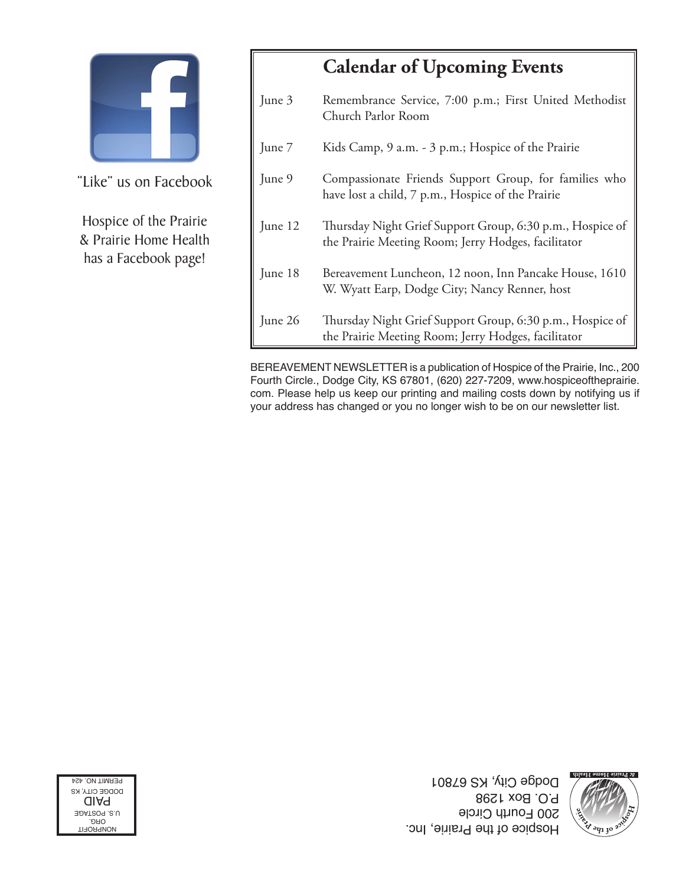"Like" us on Facebook

Hospice of the Prairie
& Prairie Home Health
has a Facebook page!

## Calendar of Upcoming Events

| | |
|---|---|
| June 3 | Remembrance Service, 7:00 p.m.; First United Methodist Church Parlor Room |
| June 7 | Kids Camp, 9 a.m. - 3 p.m.; Hospice of the Prairie |
| June 9 | Compassionate Friends Support Group, for families who have lost a child, 7 p.m., Hospice of the Prairie |
| June 12 | Thursday Night Grief Support Group, 6:30 p.m., Hospice of the Prairie Meeting Room; Jerry Hodges, facilitator |
| June 18 | Bereavement Luncheon, 12 noon, Inn Pancake House, 1610 W. Wyatt Earp, Dodge City; Nancy Renner, host |
| June 26 | Thursday Night Grief Support Group, 6:30 p.m., Hospice of the Prairie Meeting Room; Jerry Hodges, facilitator |

BEREAVEMENT NEWSLETTER is a publication of Hospice of the Prairie, Inc., 200 Fourth Circle., Dodge City, KS 67801, (620) 227-7209, www.hospiceoftheprairie.com. Please help us keep our printing and mailing costs down by notifying us if your address has changed or you no longer wish to be on our newsletter list.

Hospice of the Prairie & Prairie Home Health

Hospice of the Prairie, Inc.
200 Fourth Circle
P.O. Box 1298
Dodge City, KS 67801

NONPROFIT
ORG.
U.S. POSTAGE
PAID
DODGE CITY, KS
PERMIT NO. 424